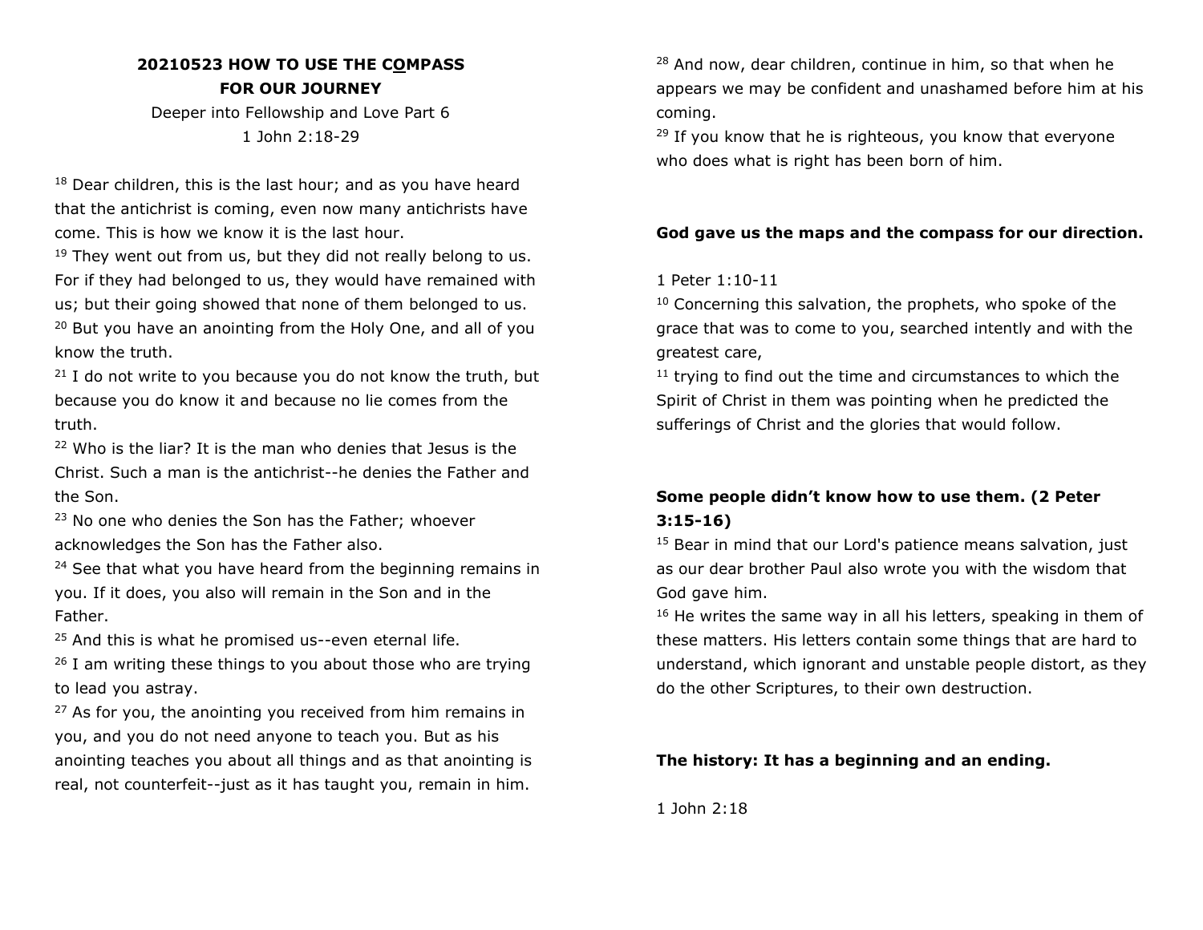# 20210523 HOW TO USE THE COMPASS FOR OUR JOURNEY

Deeper into Fellowship and Love Part 6

1 John 2:18-29

[18] Dear children, this is the last hour; and as you have heard that the antichrist is coming, even now many antichrists have come. This is how we know it is the last hour.
[19] They went out from us, but they did not really belong to us. For if they had belonged to us, they would have remained with us; but their going showed that none of them belonged to us.
[20] But you have an anointing from the Holy One, and all of you know the truth.
[21] I do not write to you because you do not know the truth, but because you do know it and because no lie comes from the truth.
[22] Who is the liar? It is the man who denies that Jesus is the Christ. Such a man is the antichrist--he denies the Father and the Son.
[23] No one who denies the Son has the Father; whoever acknowledges the Son has the Father also.
[24] See that what you have heard from the beginning remains in you. If it does, you also will remain in the Son and in the Father.
[25] And this is what he promised us--even eternal life.
[26] I am writing these things to you about those who are trying to lead you astray.
[27] As for you, the anointing you received from him remains in you, and you do not need anyone to teach you. But as his anointing teaches you about all things and as that anointing is real, not counterfeit--just as it has taught you, remain in him.
[28] And now, dear children, continue in him, so that when he appears we may be confident and unashamed before him at his coming.
[29] If you know that he is righteous, you know that everyone who does what is right has been born of him.

**God gave us the maps and the compass for our direction.**

1 Peter 1:10-11

[10] Concerning this salvation, the prophets, who spoke of the grace that was to come to you, searched intently and with the greatest care,
[11] trying to find out the time and circumstances to which the Spirit of Christ in them was pointing when he predicted the sufferings of Christ and the glories that would follow.

**Some people didn't know how to use them. (2 Peter 3:15-16)**

[15] Bear in mind that our Lord's patience means salvation, just as our dear brother Paul also wrote you with the wisdom that God gave him.
[16] He writes the same way in all his letters, speaking in them of these matters. His letters contain some things that are hard to understand, which ignorant and unstable people distort, as they do the other Scriptures, to their own destruction.

**The history: It has a beginning and an ending.**

1 John 2:18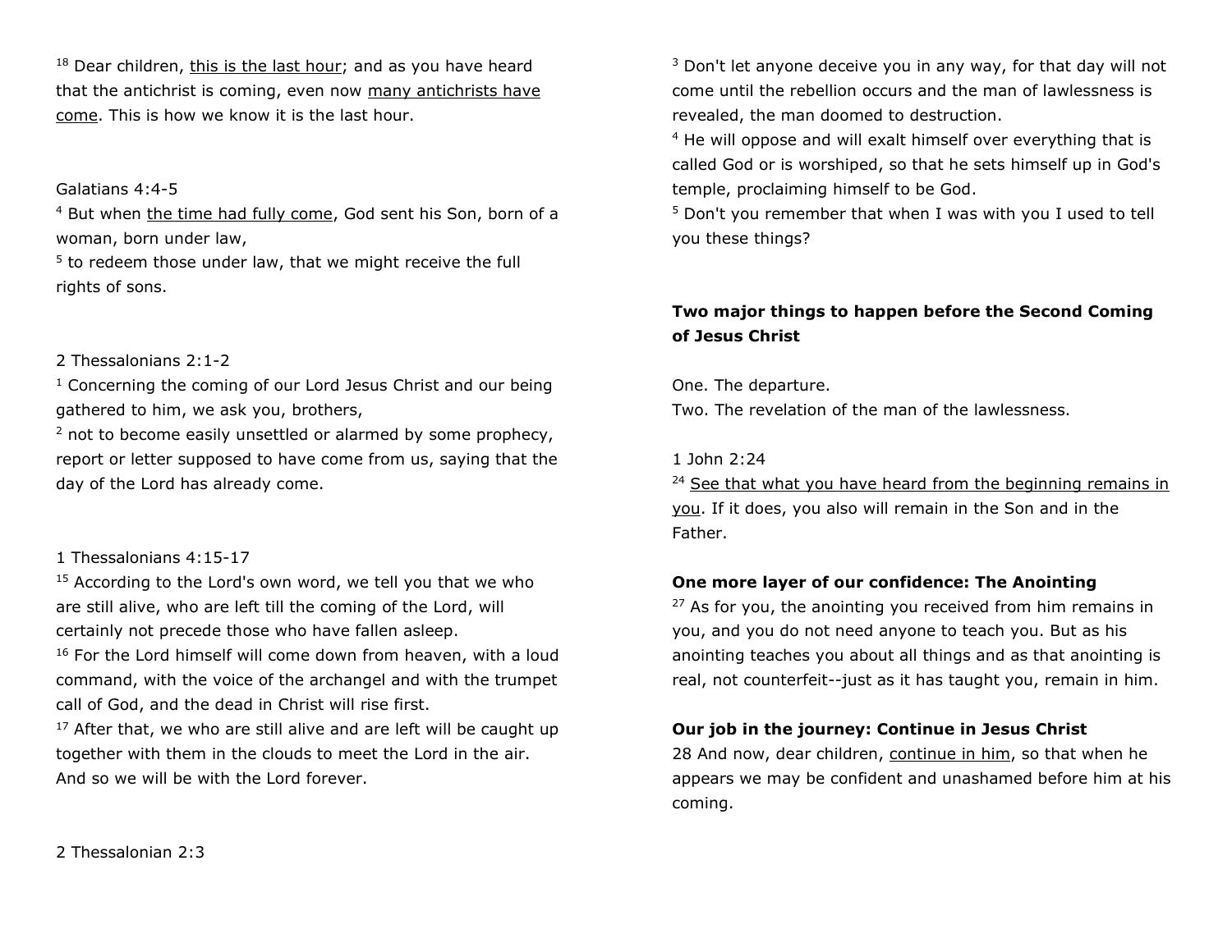[18] Dear children, <u>this is the last hour</u>; and as you have heard that the antichrist is coming, even now <u>many antichrists have come</u>. This is how we know it is the last hour.

Galatians 4:4-5

[4] But when <u>the time had fully come</u>, God sent his Son, born of a woman, born under law,

[5] to redeem those under law, that we might receive the full rights of sons.

2 Thessalonians 2:1-2

[1] Concerning the coming of our Lord Jesus Christ and our being gathered to him, we ask you, brothers,

[2] not to become easily unsettled or alarmed by some prophecy, report or letter supposed to have come from us, saying that the day of the Lord has already come.

1 Thessalonians 4:15-17

[15] According to the Lord's own word, we tell you that we who are still alive, who are left till the coming of the Lord, will certainly not precede those who have fallen asleep.

[16] For the Lord himself will come down from heaven, with a loud command, with the voice of the archangel and with the trumpet call of God, and the dead in Christ will rise first.

[17] After that, we who are still alive and are left will be caught up together with them in the clouds to meet the Lord in the air. And so we will be with the Lord forever.

2 Thessalonian 2:3

[3] Don't let anyone deceive you in any way, for that day will not come until the rebellion occurs and the man of lawlessness is revealed, the man doomed to destruction.

[4] He will oppose and will exalt himself over everything that is called God or is worshiped, so that he sets himself up in God's temple, proclaiming himself to be God.

[5] Don't you remember that when I was with you I used to tell you these things?

**Two major things to happen before the Second Coming of Jesus Christ**

One. The departure.

Two. The revelation of the man of the lawlessness.

1 John 2:24

[24] <u>See that what you have heard from the beginning remains in you</u>. If it does, you also will remain in the Son and in the Father.

**One more layer of our confidence: The Anointing**

[27] As for you, the anointing you received from him remains in you, and you do not need anyone to teach you. But as his anointing teaches you about all things and as that anointing is real, not counterfeit--just as it has taught you, remain in him.

**Our job in the journey: Continue in Jesus Christ**

28 And now, dear children, <u>continue in him</u>, so that when he appears we may be confident and unashamed before him at his coming.